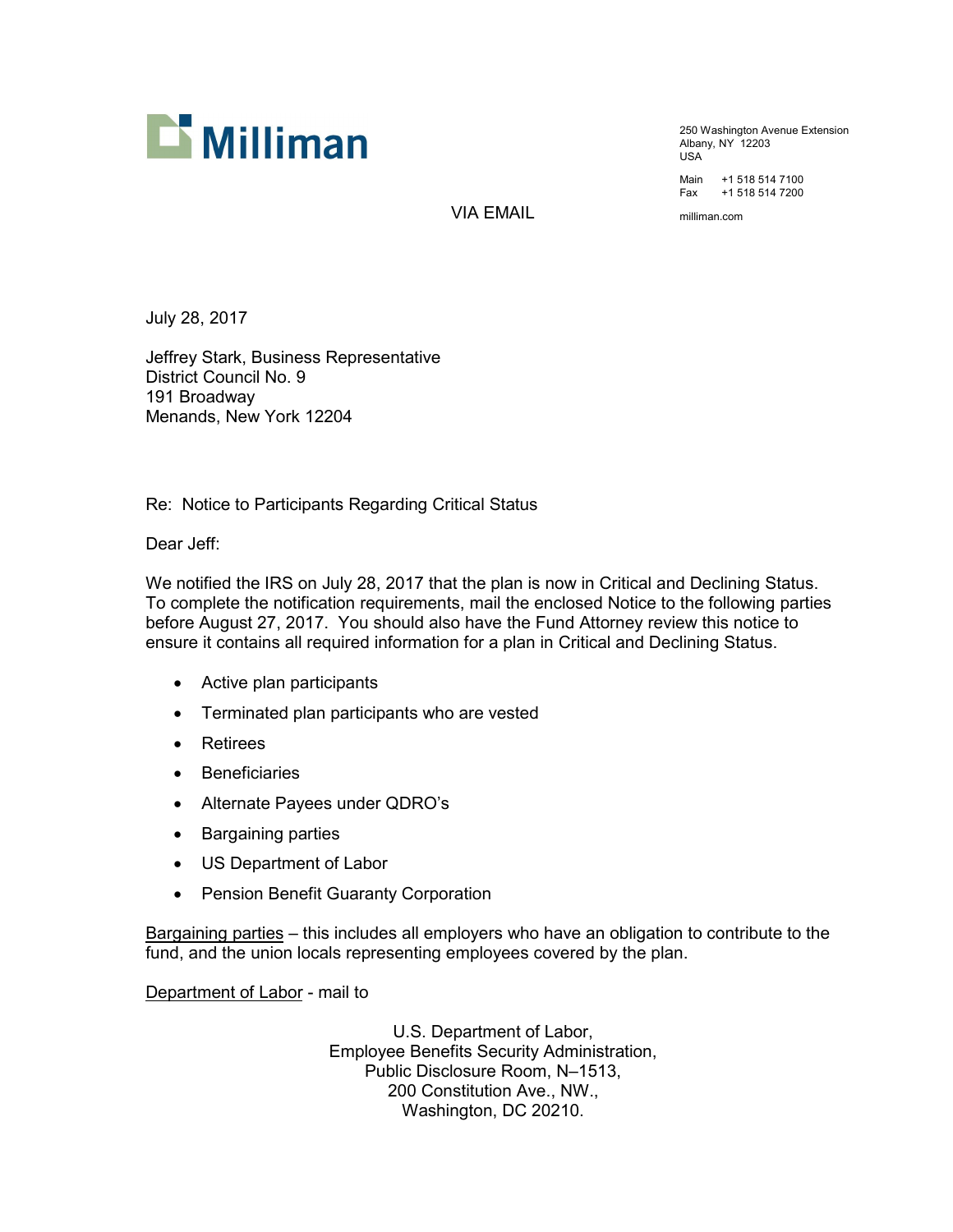Milliman

250 Washington Avenue Extension
Albany, NY 12203
USA

Main +1 518 514 7100
Fax +1 518 514 7200

milliman.com

VIA EMAIL

July 28, 2017

Jeffrey Stark, Business Representative
District Council No. 9
191 Broadway
Menands, New York 12204

Re: Notice to Participants Regarding Critical Status

Dear Jeff:

We notified the IRS on July 28, 2017 that the plan is now in Critical and Declining Status. To complete the notification requirements, mail the enclosed Notice to the following parties before August 27, 2017. You should also have the Fund Attorney review this notice to ensure it contains all required information for a plan in Critical and Declining Status.

- Active plan participants
- Terminated plan participants who are vested
- Retirees
- Beneficiaries
- Alternate Payees under QDRO's
- Bargaining parties
- US Department of Labor
- Pension Benefit Guaranty Corporation

<u>Bargaining parties</u> – this includes all employers who have an obligation to contribute to the fund, and the union locals representing employees covered by the plan.

<u>Department of Labor</u> - mail to

U.S. Department of Labor,
Employee Benefits Security Administration,
Public Disclosure Room, N–1513,
200 Constitution Ave., NW.,
Washington, DC 20210.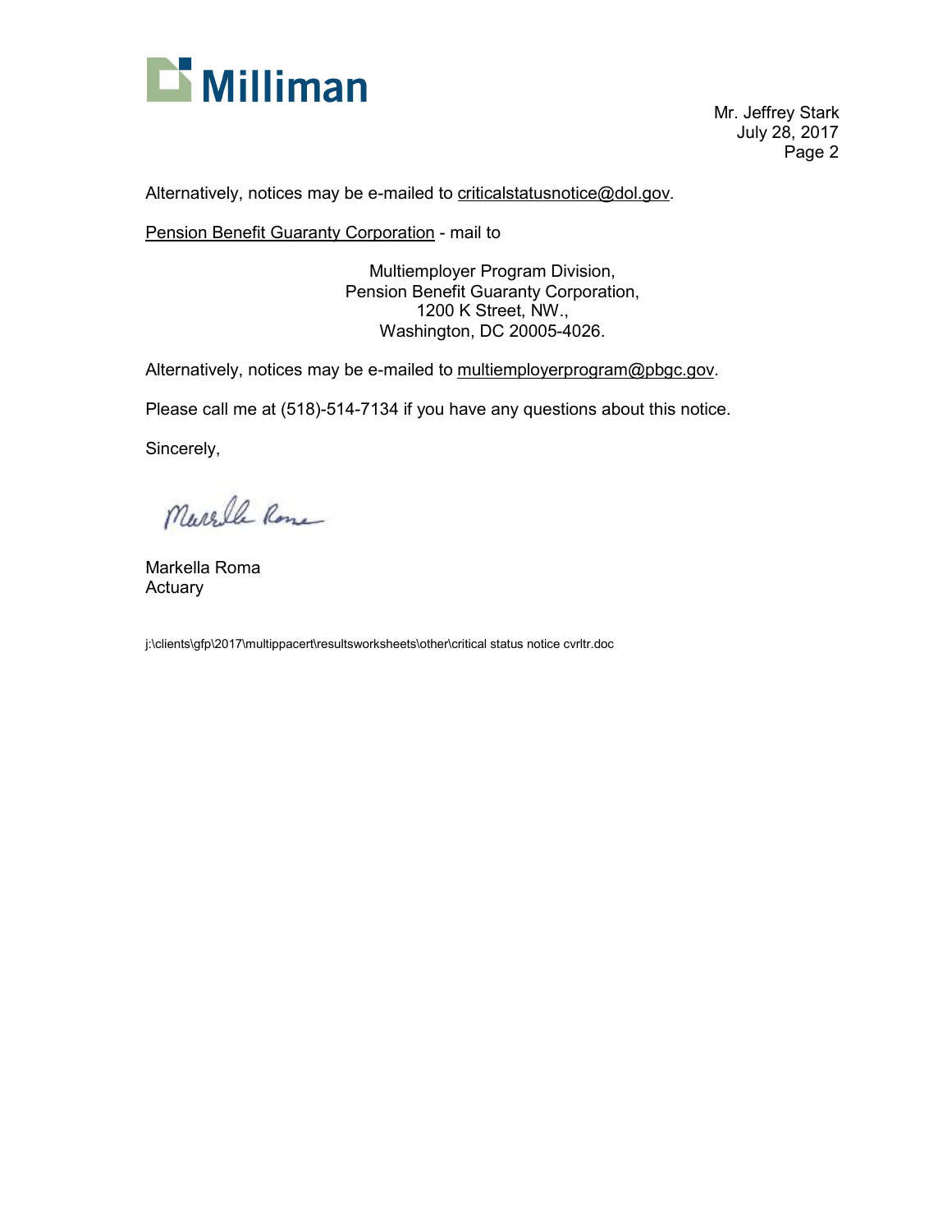Alternatively, notices may be e-mailed to criticalstatusnotice@dol.gov.

Pension Benefit Guaranty Corporation - mail to

Multiemployer Program Division,
Pension Benefit Guaranty Corporation,
1200 K Street, NW.,
Washington, DC 20005-4026.

Alternatively, notices may be e-mailed to multiemployerprogram@pbgc.gov.

Please call me at (518)-514-7134 if you have any questions about this notice.

Sincerely,

Markella Roma
Actuary

j:\clients\gfp\2017\multippacert\resultsworksheets\other\critical status notice cvrltr.doc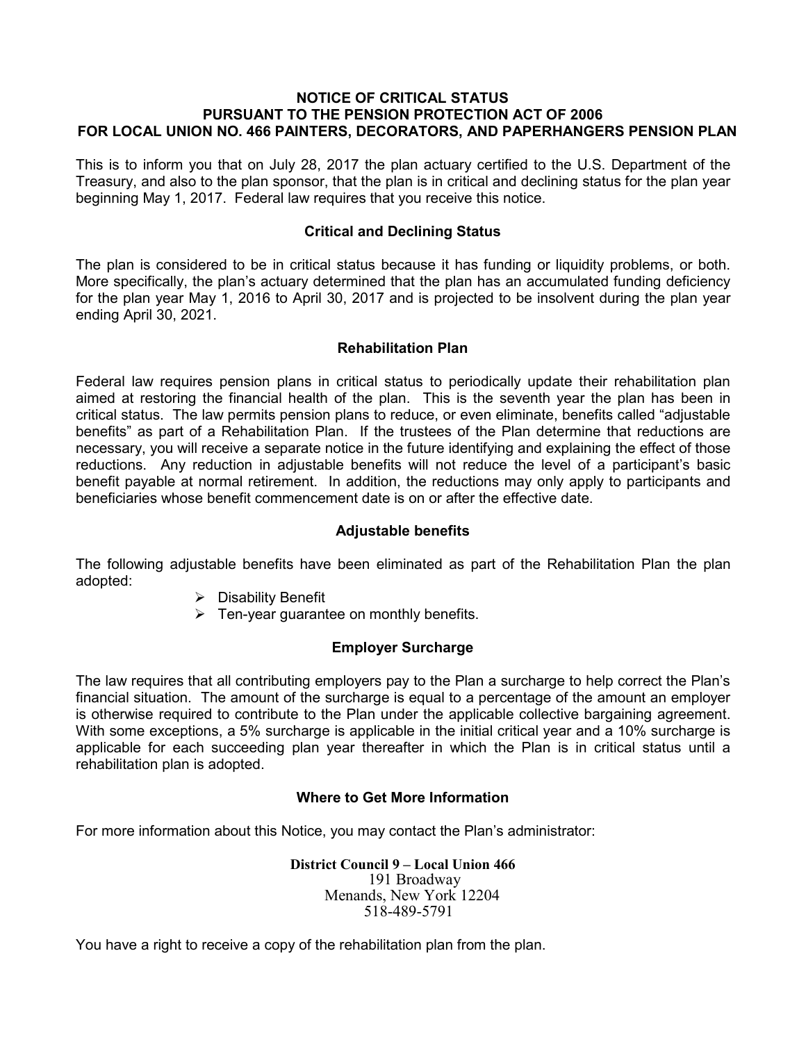# NOTICE OF CRITICAL STATUS
# PURSUANT TO THE PENSION PROTECTION ACT OF 2006
# FOR LOCAL UNION NO. 466 PAINTERS, DECORATORS, AND PAPERHANGERS PENSION PLAN

This is to inform you that on July 28, 2017 the plan actuary certified to the U.S. Department of the Treasury, and also to the plan sponsor, that the plan is in critical and declining status for the plan year beginning May 1, 2017. Federal law requires that you receive this notice.

## Critical and Declining Status

The plan is considered to be in critical status because it has funding or liquidity problems, or both. More specifically, the plan's actuary determined that the plan has an accumulated funding deficiency for the plan year May 1, 2016 to April 30, 2017 and is projected to be insolvent during the plan year ending April 30, 2021.

## Rehabilitation Plan

Federal law requires pension plans in critical status to periodically update their rehabilitation plan aimed at restoring the financial health of the plan. This is the seventh year the plan has been in critical status. The law permits pension plans to reduce, or even eliminate, benefits called "adjustable benefits" as part of a Rehabilitation Plan. If the trustees of the Plan determine that reductions are necessary, you will receive a separate notice in the future identifying and explaining the effect of those reductions. Any reduction in adjustable benefits will not reduce the level of a participant's basic benefit payable at normal retirement. In addition, the reductions may only apply to participants and beneficiaries whose benefit commencement date is on or after the effective date.

## Adjustable benefits

The following adjustable benefits have been eliminated as part of the Rehabilitation Plan the plan adopted:

- Disability Benefit
- Ten-year guarantee on monthly benefits.

## Employer Surcharge

The law requires that all contributing employers pay to the Plan a surcharge to help correct the Plan's financial situation. The amount of the surcharge is equal to a percentage of the amount an employer is otherwise required to contribute to the Plan under the applicable collective bargaining agreement. With some exceptions, a 5% surcharge is applicable in the initial critical year and a 10% surcharge is applicable for each succeeding plan year thereafter in which the Plan is in critical status until a rehabilitation plan is adopted.

## Where to Get More Information

For more information about this Notice, you may contact the Plan's administrator:

**District Council 9 – Local Union 466**
191 Broadway
Menands, New York 12204
518-489-5791

You have a right to receive a copy of the rehabilitation plan from the plan.